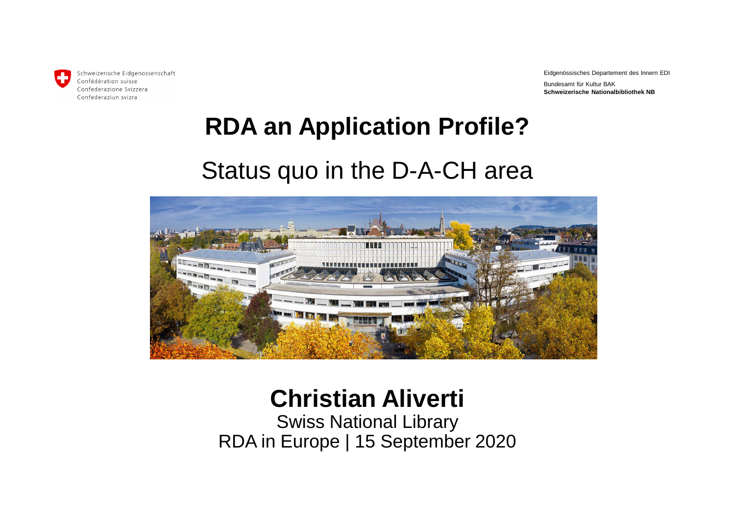Schweizerische Eidgenossenschaft
Confédération suisse
Confederazione Svizzera
Confederaziun svizra

Eidgenössisches Departement des Innern EDI

Bundesamt für Kultur BAK
**Schweizerische Nationalbibliothek NB**

# RDA an Application Profile?

## Status quo in the D-A-CH area

**Christian Aliverti**
Swiss National Library
RDA in Europe | 15 September 2020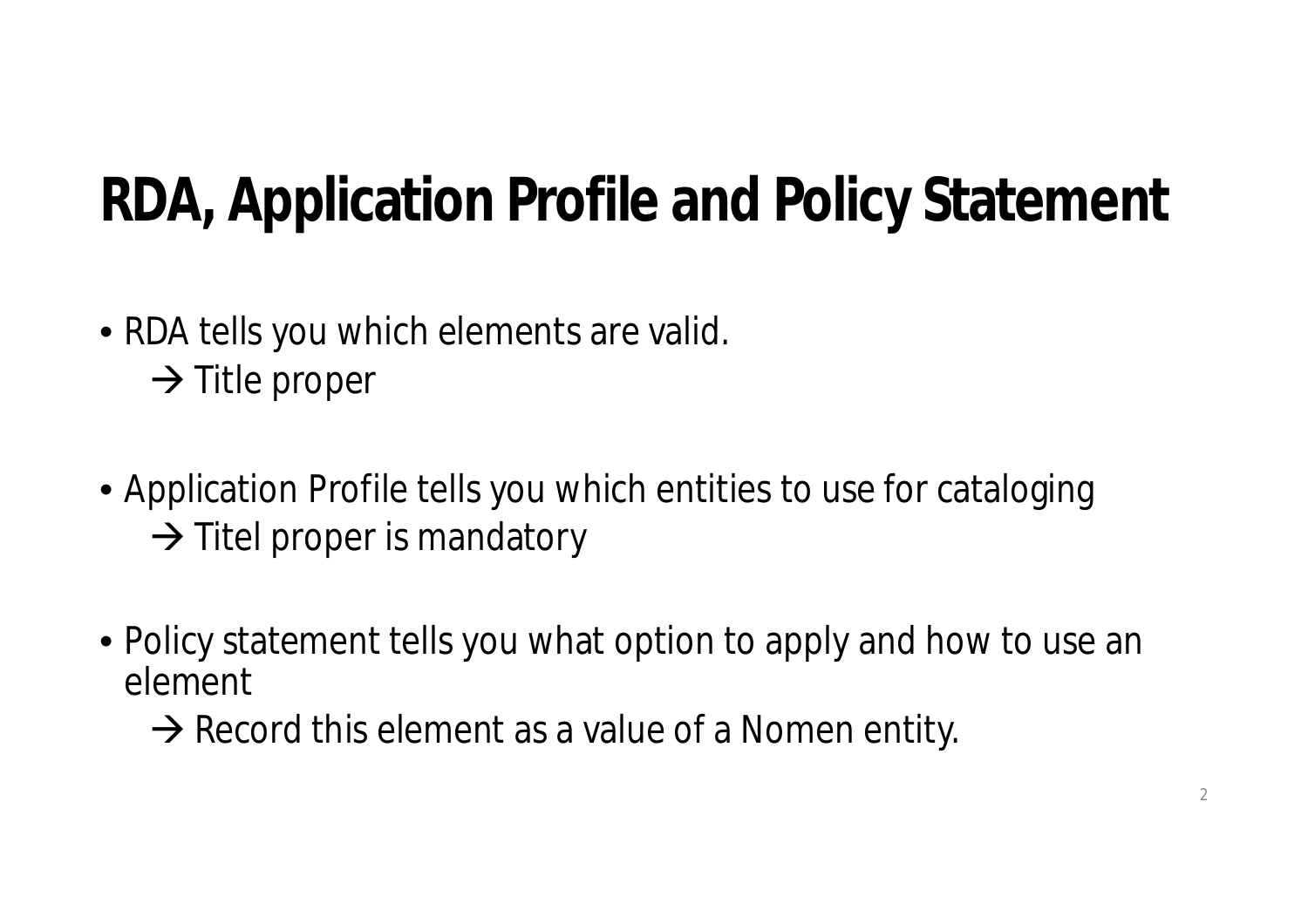# RDA, Application Profile and Policy Statement

- RDA tells you which elements are valid.
  → Title proper

- Application Profile tells you which entities to use for cataloging
  → Titel proper is mandatory

- Policy statement tells you what option to apply and how to use an element
  → Record this element as a value of a Nomen entity.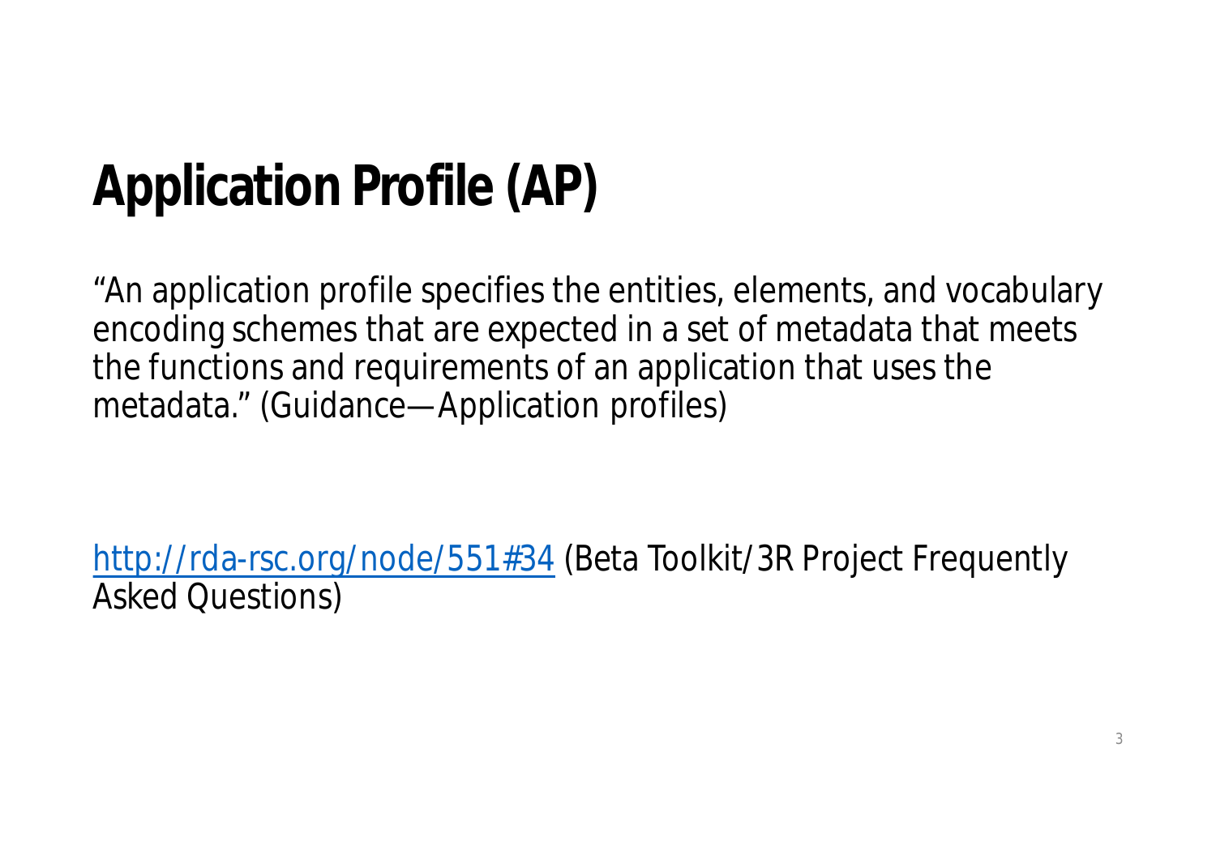# Application Profile (AP)

"An application profile specifies the entities, elements, and vocabulary encoding schemes that are expected in a set of metadata that meets the functions and requirements of an application that uses the metadata." (Guidance—Application profiles)

[http://rda-rsc.org/node/551#34](http://rda-rsc.org/node/551#34) (Beta Toolkit/3R Project Frequently Asked Questions)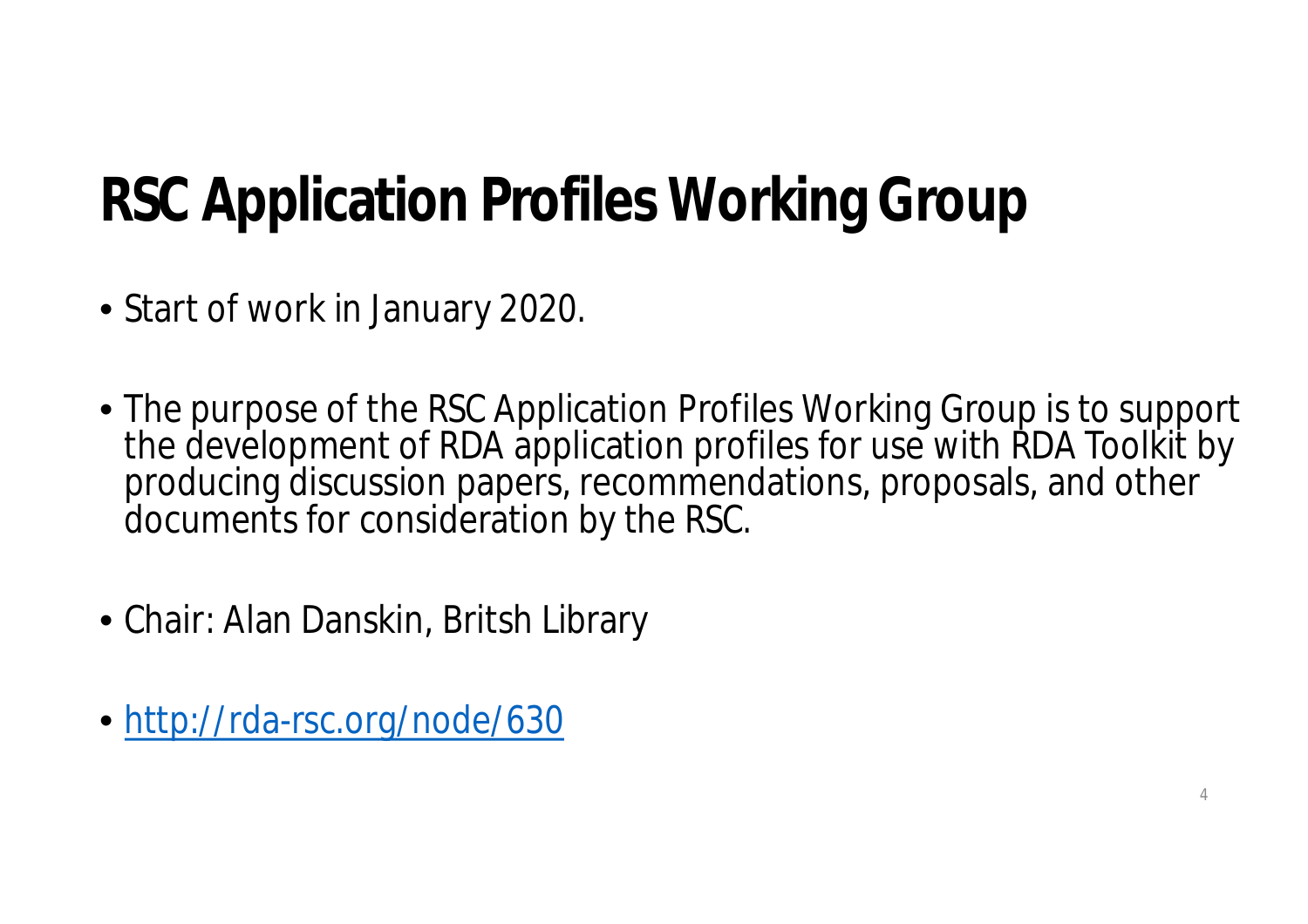# RSC Application Profiles Working Group

- Start of work in January 2020.
- The purpose of the RSC Application Profiles Working Group is to support the development of RDA application profiles for use with RDA Toolkit by producing discussion papers, recommendations, proposals, and other documents for consideration by the RSC.
- Chair: Alan Danskin, Britsh Library
- http://rda-rsc.org/node/630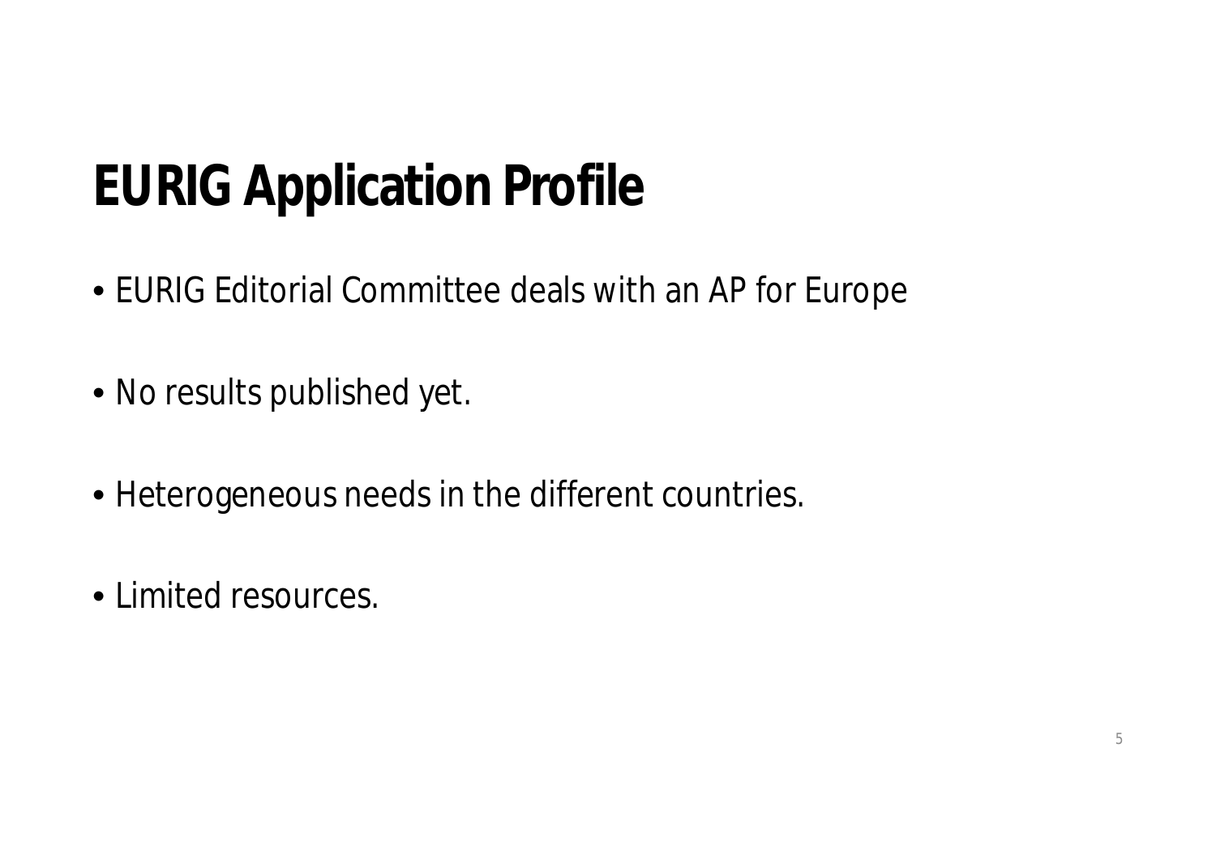# EURIG Application Profile

- EURIG Editorial Committee deals with an AP for Europe
- No results published yet.
- Heterogeneous needs in the different countries.
- Limited resources.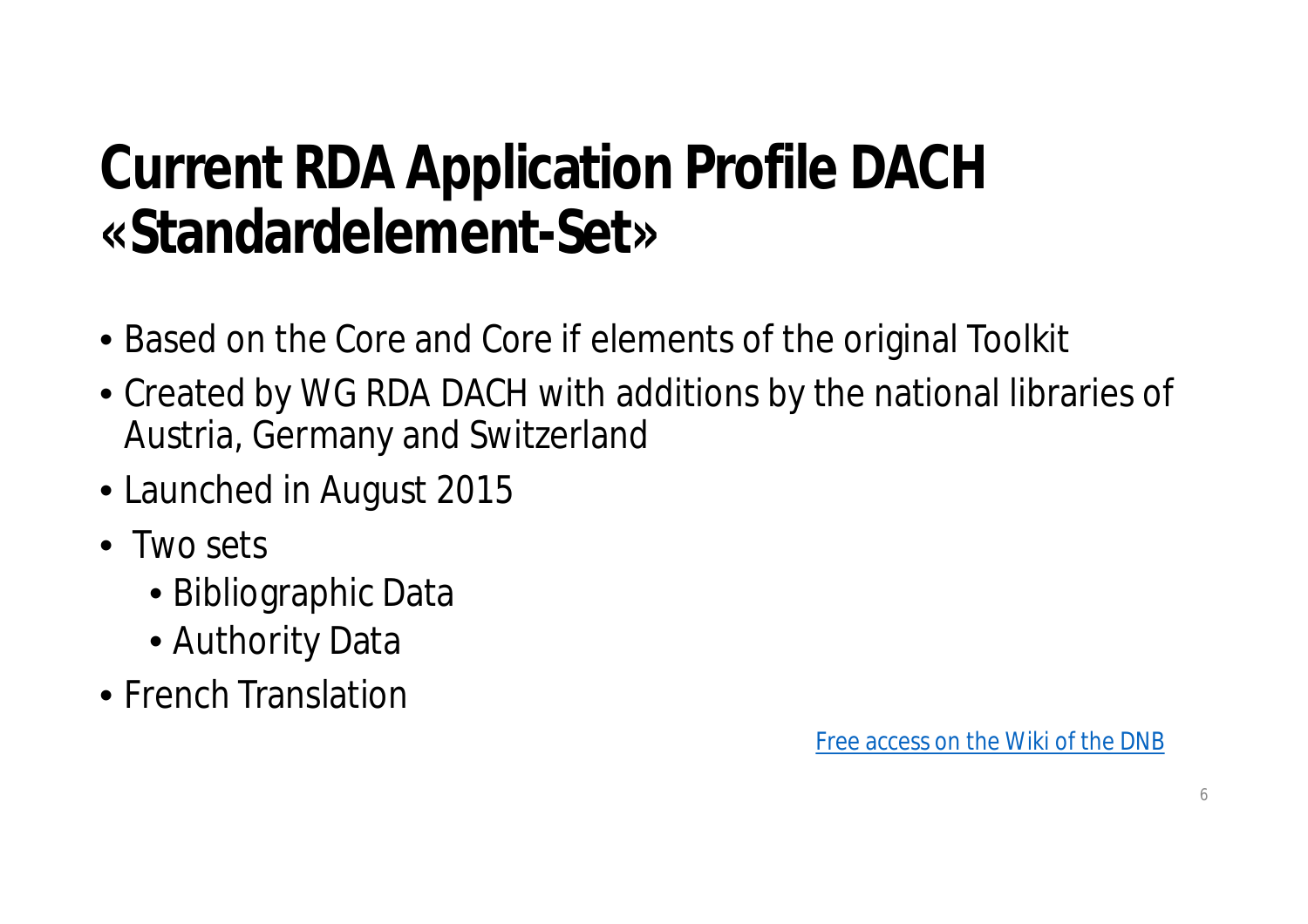# Current RDA Application Profile DACH «Standardelement-Set»

- Based on the Core and Core if elements of the original Toolkit
- Created by WG RDA DACH with additions by the national libraries of Austria, Germany and Switzerland
- Launched in August 2015
- Two sets
  - Bibliographic Data
  - Authority Data
- French Translation

Free access on the Wiki of the DNB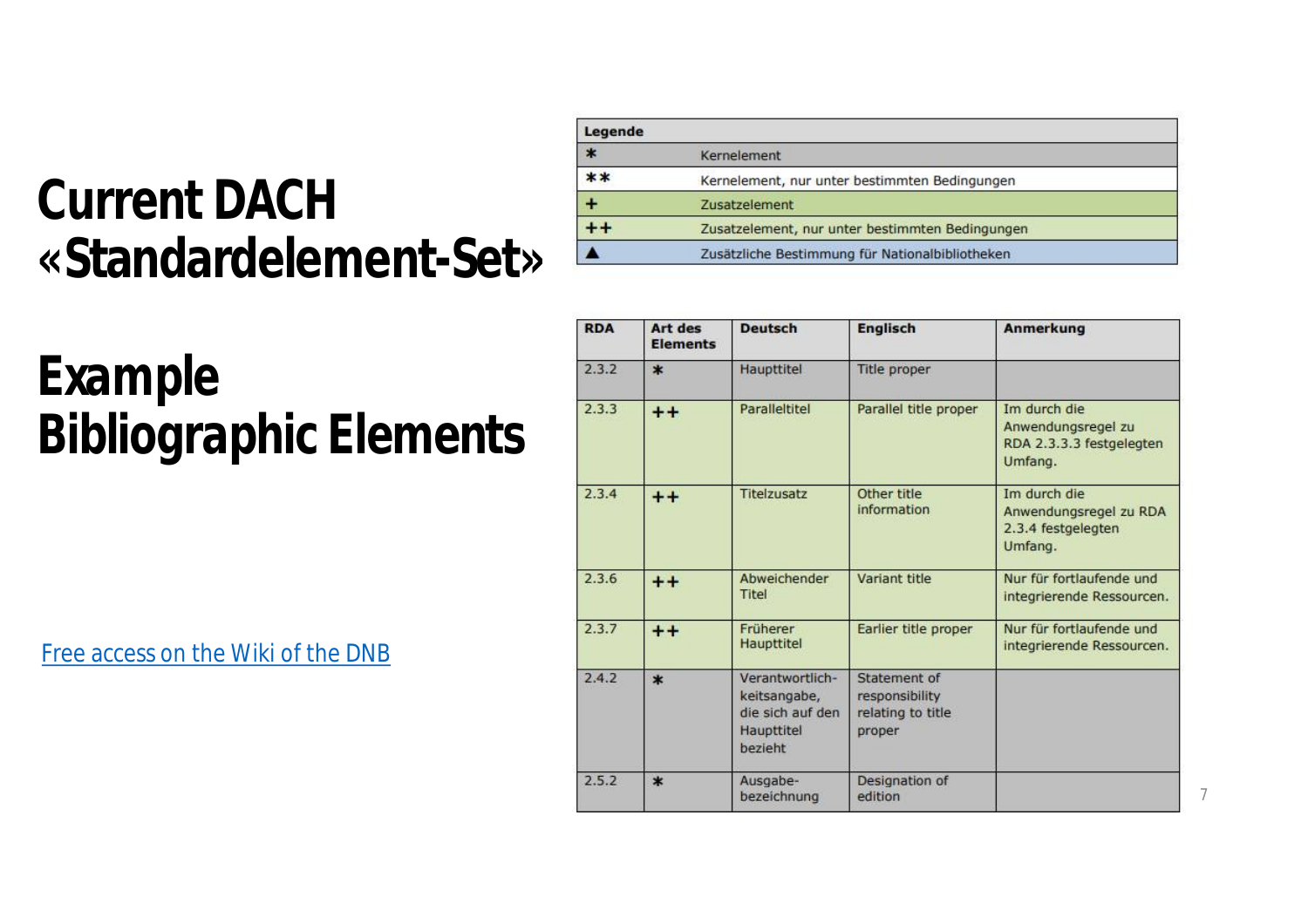# Current DACH «Standardelement-Set»

## Example Bibliographic Elements

Free access on the Wiki of the DNB

| Legende | |
|---|---|
| * | Kernelement |
| ** | Kernelement, nur unter bestimmten Bedingungen |
| + | Zusatzelement |
| ++ | Zusatzelement, nur unter bestimmten Bedingungen |
| ▲ | Zusätzliche Bestimmung für Nationalbibliotheken |

| RDA | Art des Elements | Deutsch | Englisch | Anmerkung |
|---|---|---|---|---|
| 2.3.2 | * | Haupttitel | Title proper | |
| 2.3.3 | ++ | Paralleltitel | Parallel title proper | Im durch die Anwendungsregel zu RDA 2.3.3.3 festgelegten Umfang. |
| 2.3.4 | ++ | Titelzusatz | Other title information | Im durch die Anwendungsregel zu RDA 2.3.4 festgelegten Umfang. |
| 2.3.6 | ++ | Abweichender Titel | Variant title | Nur für fortlaufende und integrierende Ressourcen. |
| 2.3.7 | ++ | Früherer Haupttitel | Earlier title proper | Nur für fortlaufende und integrierende Ressourcen. |
| 2.4.2 | * | Verantwortlichkeitsangabe, die sich auf den Haupttitel bezieht | Statement of responsibility relating to title proper | |
| 2.5.2 | * | Ausgabebezeichnung | Designation of edition | |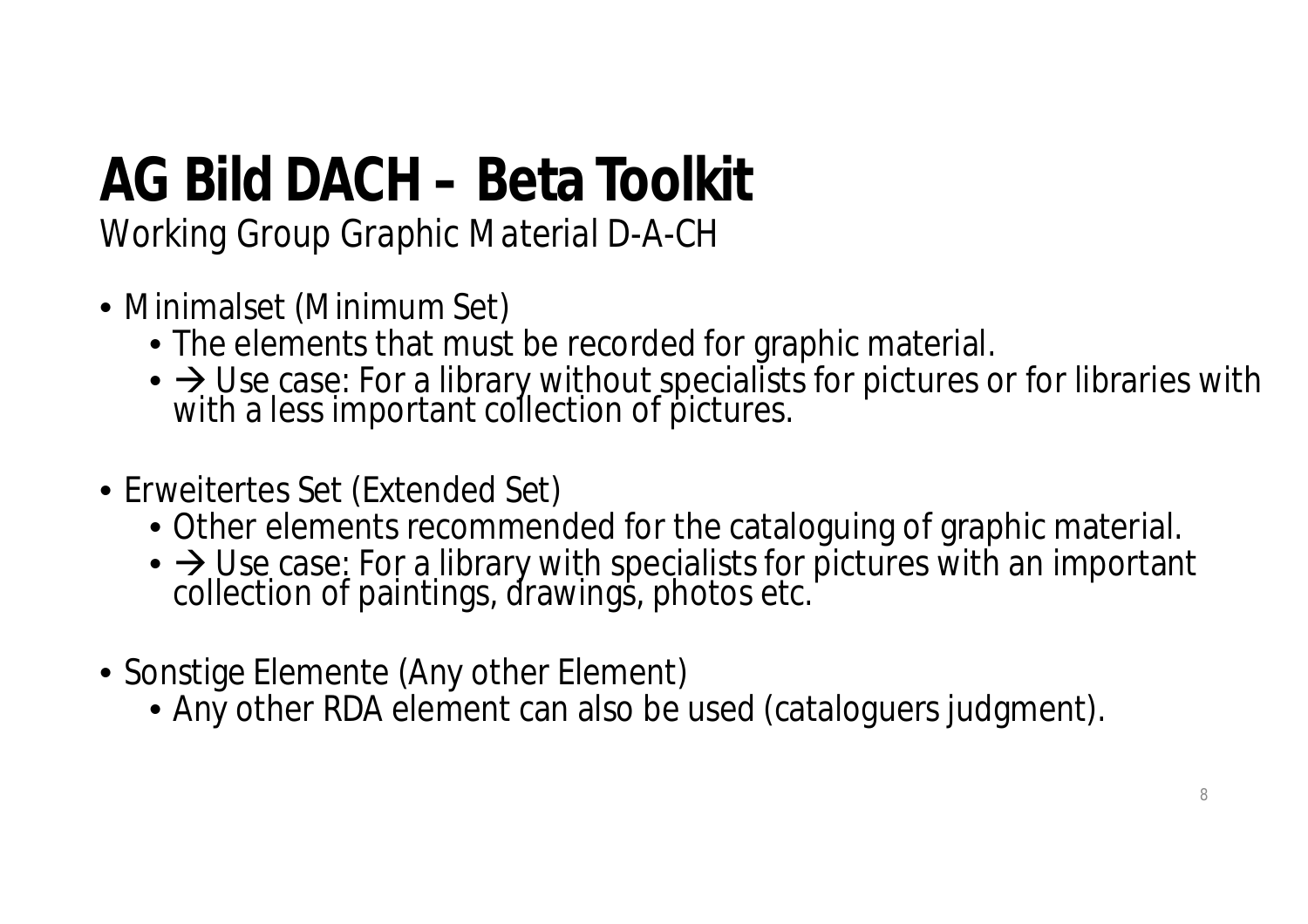# AG Bild DACH – Beta Toolkit

Working Group Graphic Material D-A-CH

- Minimalset (Minimum Set)
  - The elements that must be recorded for graphic material.
  - → Use case: For a library without specialists for pictures or for libraries with with a less important collection of pictures.
- Erweitertes Set (Extended Set)
  - Other elements recommended for the cataloguing of graphic material.
  - → Use case: For a library with specialists for pictures with an important collection of paintings, drawings, photos etc.
- Sonstige Elemente (Any other Element)
  - Any other RDA element can also be used (cataloguers judgment).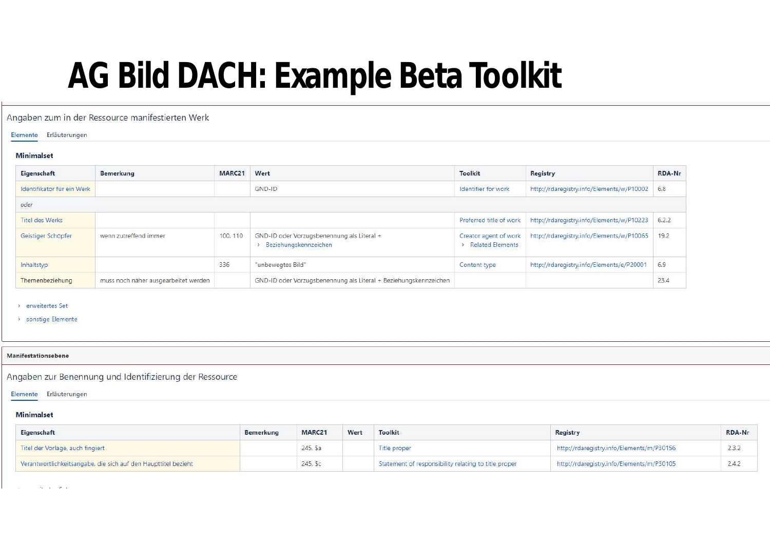# AG Bild DACH: Example Beta Toolkit

Angaben zum in der Ressource manifestierten Werk

Elemente Erläuterungen

**Minimalset**

| Eigenschaft | Bemerkung | MARC21 | Wert | Toolkit | Registry | RDA-Nr |
|---|---|---|---|---|---|---|
| Identifikator für ein Werk | | | GND-ID | Identifier for work | http://rdaregistry.info/Elements/w/P10002 | 6.8 |
| *oder* | | | | | | |
| Titel des Werks | | | | Preferred title of work | http://rdaregistry.info/Elements/w/P10223 | 6.2.2 |
| Geistiger Schöpfer | wenn zutreffend immer | 100, 110 | GND-ID oder Vorzugsbenennung als Literal + › Beziehungskennzeichen | Creator agent of work › Related Elements | http://rdaregistry.info/Elements/w/P10065 | 19.2 |
| Inhaltstyp | | 336 | "unbewegtes Bild" | Content type | http://rdaregistry.info/Elements/e/P20001 | 6.9 |
| Themenbeziehung | muss noch näher ausgearbeitet werden | | GND-ID oder Vorzugsbenennung als Literal + Beziehungskennzeichen | | | 23.4 |

› erweitertes Set

› sonstige Elemente

**Manifestationsebene**

Angaben zur Benennung und Identifizierung der Ressource

Elemente Erläuterungen

**Minimalset**

| Eigenschaft | Bemerkung | MARC21 | Wert | Toolkit | Registry | RDA-Nr |
|---|---|---|---|---|---|---|
| Titel der Vorlage, auch fingiert | | 245, $a | | Title proper | http://rdaregistry.info/Elements/m/P30156 | 2.3.2 |
| Verantwortlichkeitsangabe, die sich auf den Haupttitel bezieht | | 245, $c | | Statement of responsibility relating to title proper | http://rdaregistry.info/Elements/m/P30105 | 2.4.2 |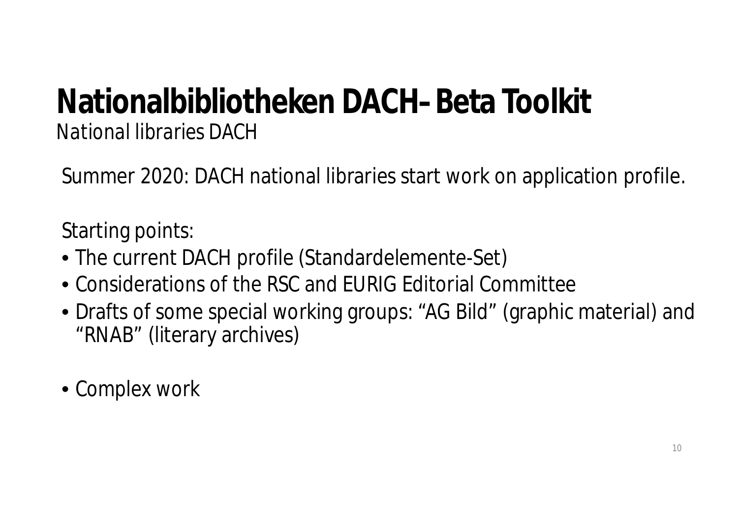# Nationalbibliotheken DACH– Beta Toolkit

*National libraries DACH*

Summer 2020: DACH national libraries start work on application profile.

Starting points:

- The current DACH profile (Standardelemente-Set)
- Considerations of the RSC and EURIG Editorial Committee
- Drafts of some special working groups: “AG Bild” (graphic material) and “RNAB” (literary archives)

- Complex work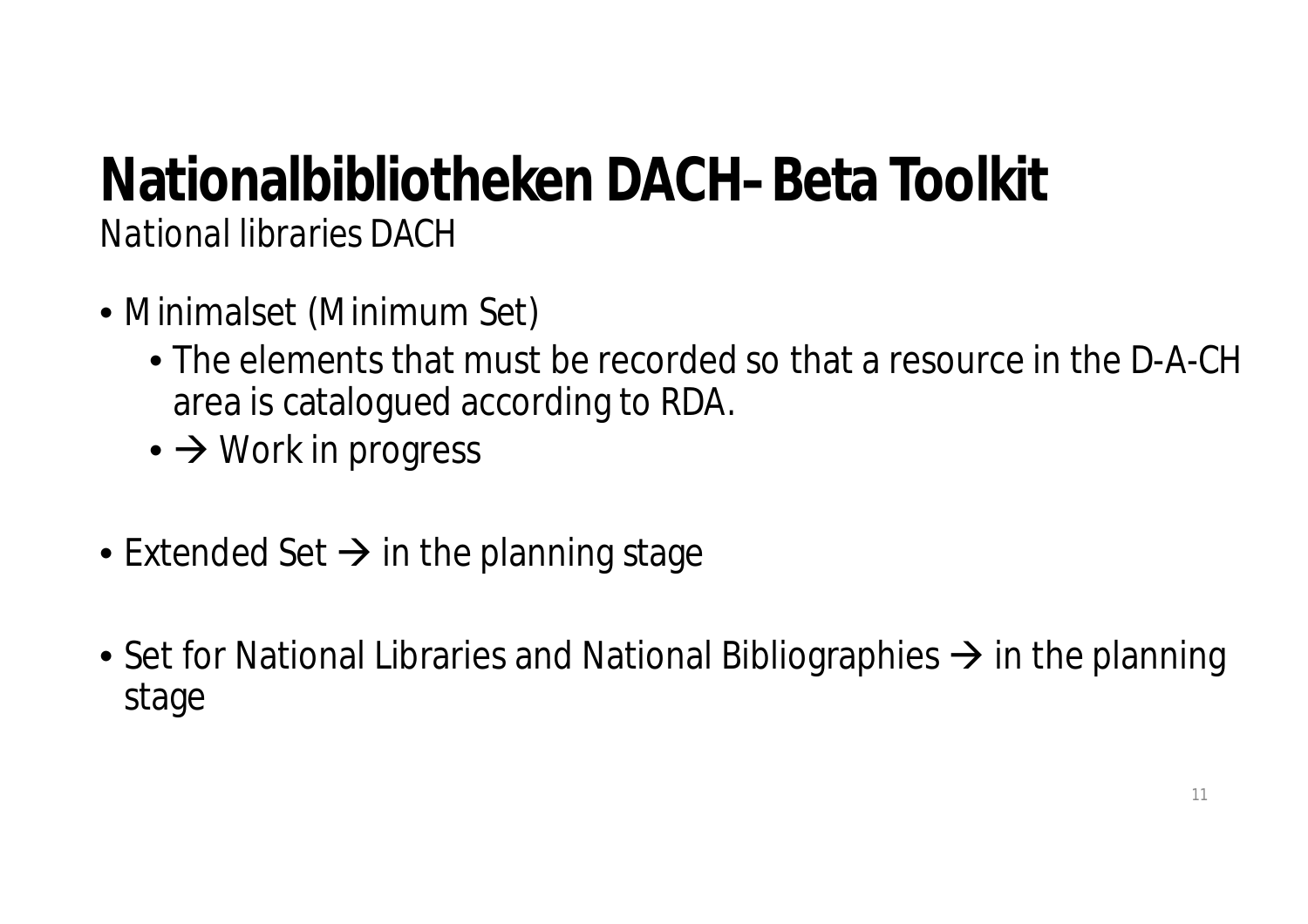# Nationalbibliotheken DACH– Beta Toolkit

*National libraries DACH*

- Minimalset (Minimum Set)
  - The elements that must be recorded so that a resource in the D-A-CH area is catalogued according to RDA.
  - → Work in progress
- Extended Set → in the planning stage
- Set for National Libraries and National Bibliographies → in the planning stage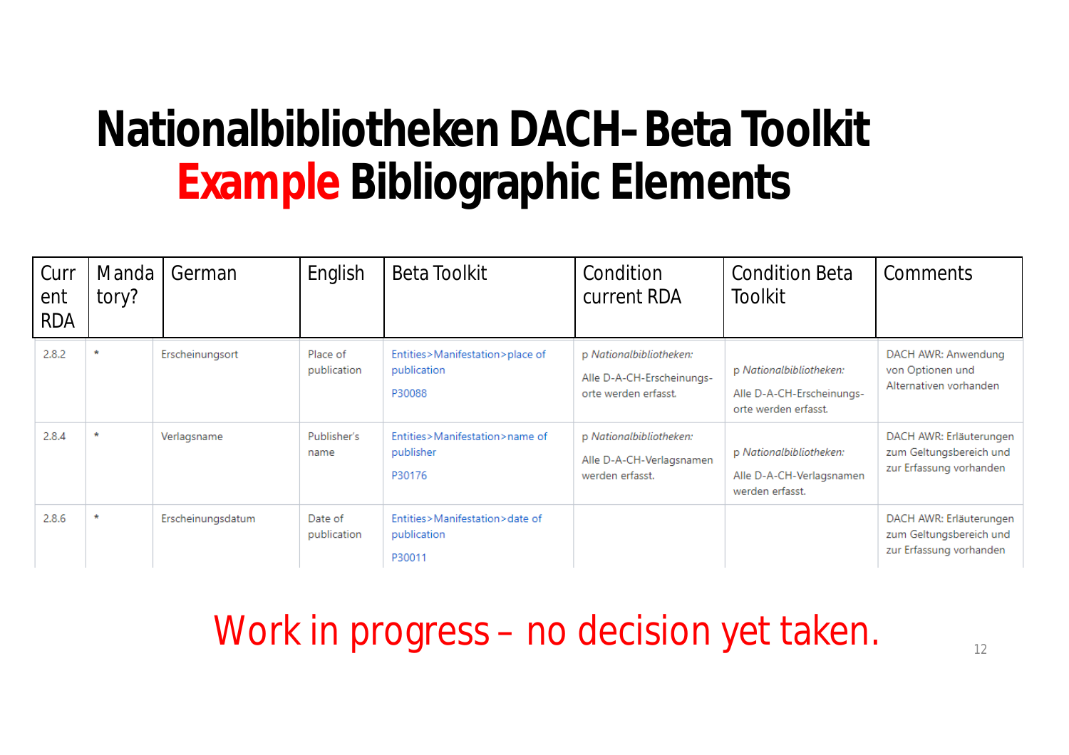# Nationalbibliotheken DACH– Beta Toolkit
## Example Bibliographic Elements

| Current RDA | Mandatory? | German | English | Beta Toolkit | Condition current RDA | Condition Beta Toolkit | Comments |
|---|---|---|---|---|---|---|---|
| 2.8.2 | * | Erscheinungsort | Place of publication | Entities>Manifestation>place of publication P30088 | p *Nationalbibliotheken:* Alle D-A-CH-Erscheinungs-orte werden erfasst. | p *Nationalbibliotheken:* Alle D-A-CH-Erscheinungs-orte werden erfasst. | DACH AWR: Anwendung von Optionen und Alternativen vorhanden |
| 2.8.4 | * | Verlagsname | Publisher's name | Entities>Manifestation>name of publisher P30176 | p *Nationalbibliotheken:* Alle D-A-CH-Verlagsnamen werden erfasst. | p *Nationalbibliotheken:* Alle D-A-CH-Verlagsnamen werden erfasst. | DACH AWR: Erläuterungen zum Geltungsbereich und zur Erfassung vorhanden |
| 2.8.6 | * | Erscheinungsdatum | Date of publication | Entities>Manifestation>date of publication P30011 | | | DACH AWR: Erläuterungen zum Geltungsbereich und zur Erfassung vorhanden |

Work in progress – no decision yet taken.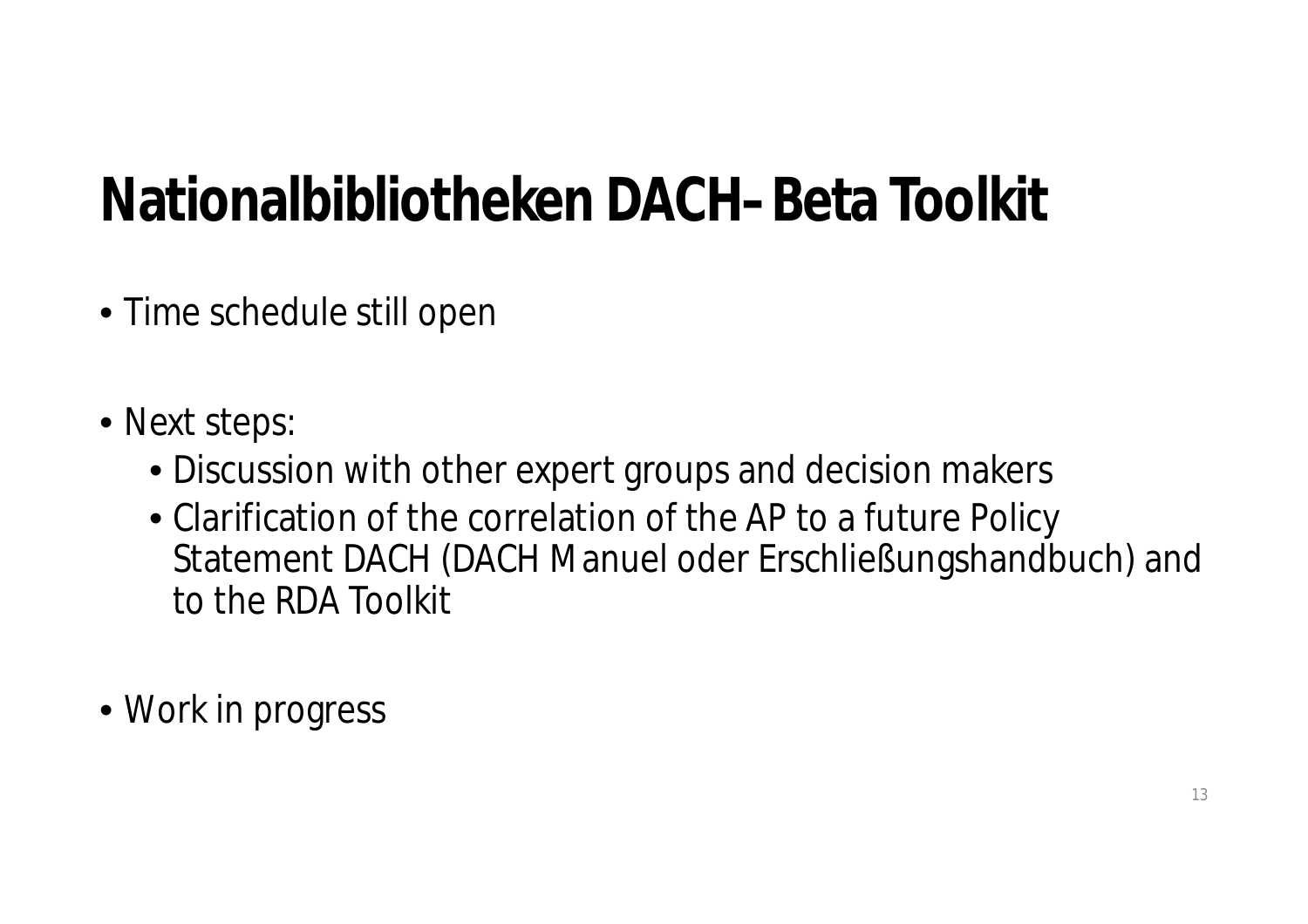# Nationalbibliotheken DACH– Beta Toolkit

- Time schedule still open

- Next steps:
  - Discussion with other expert groups and decision makers
  - Clarification of the correlation of the AP to a future Policy Statement DACH (DACH Manuel oder Erschließungshandbuch) and to the RDA Toolkit

- Work in progress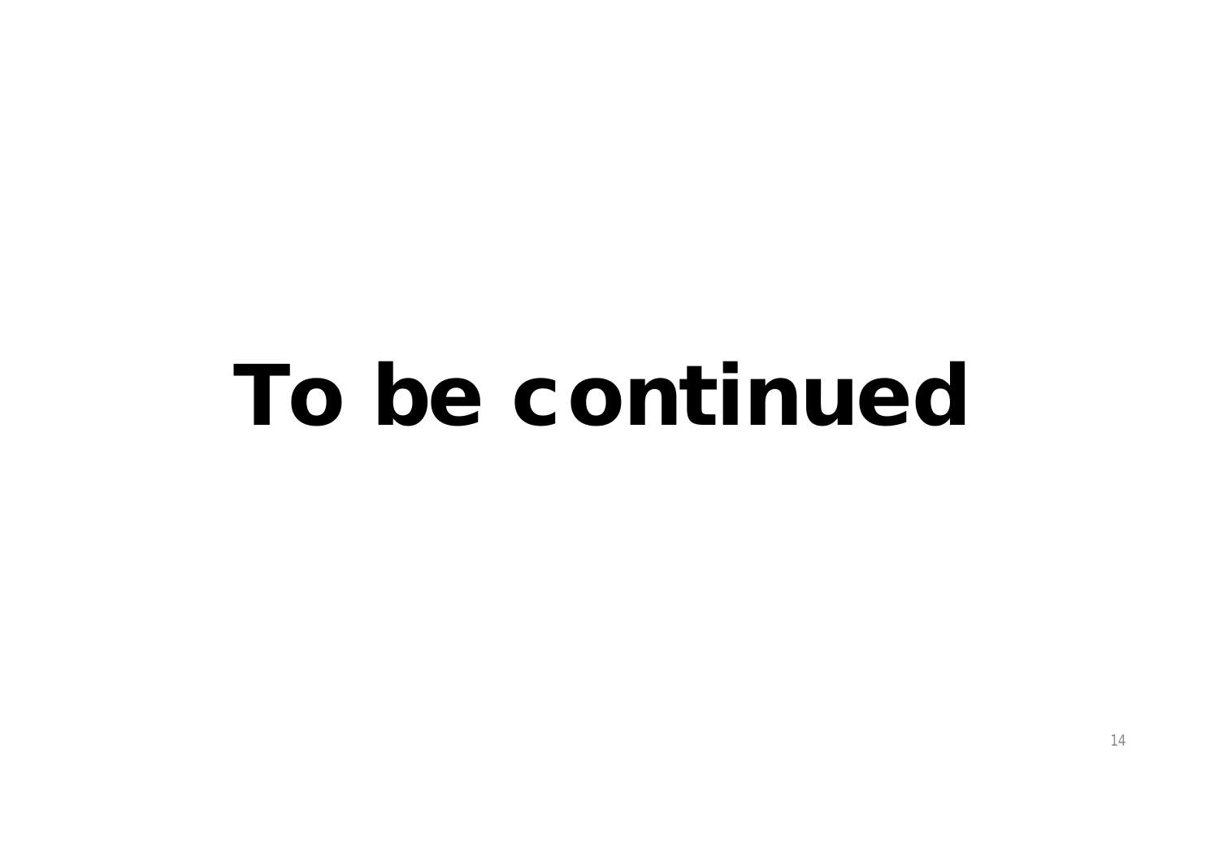# To be continued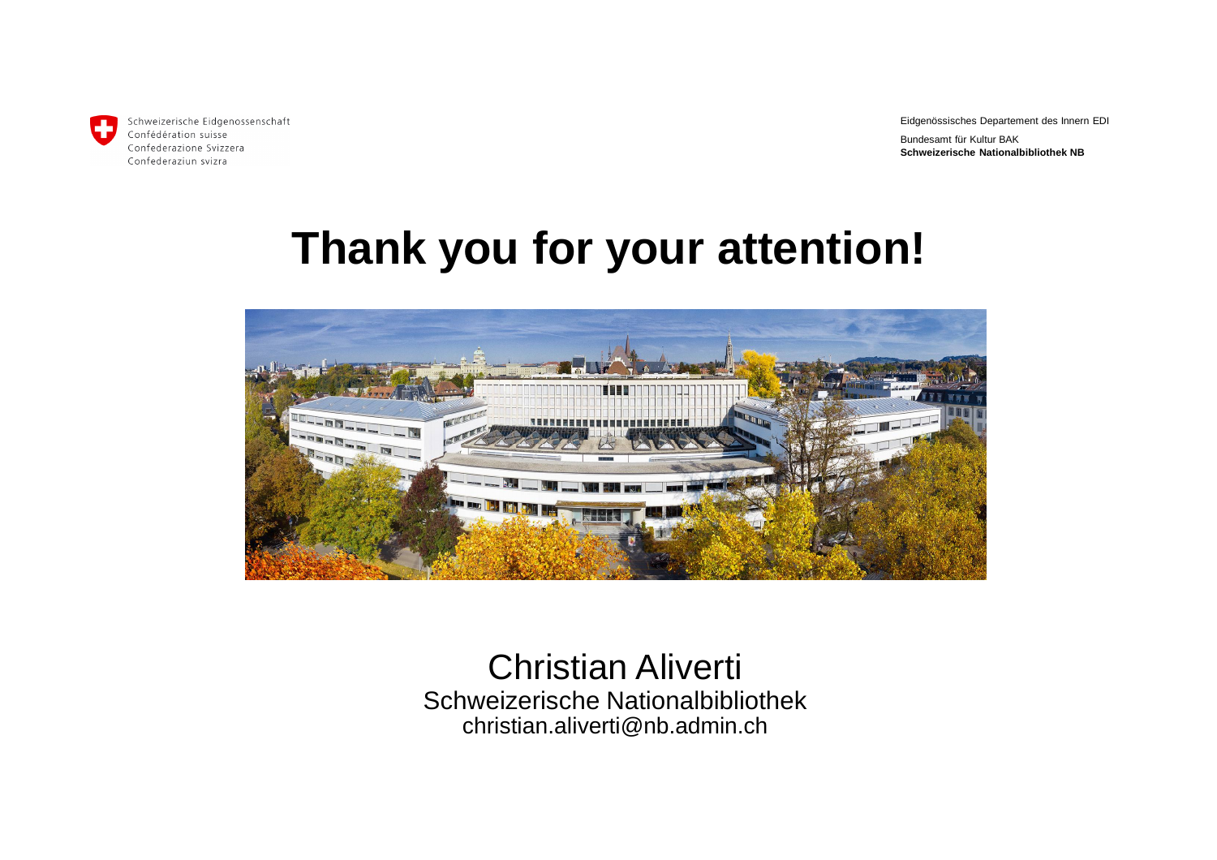Schweizerische Eidgenossenschaft
Confédération suisse
Confederazione Svizzera
Confederaziun svizra

Eidgenössisches Departement des Innern EDI

Bundesamt für Kultur BAK
**Schweizerische Nationalbibliothek NB**

# Thank you for your attention!

Christian Aliverti
Schweizerische Nationalbibliothek
christian.aliverti@nb.admin.ch